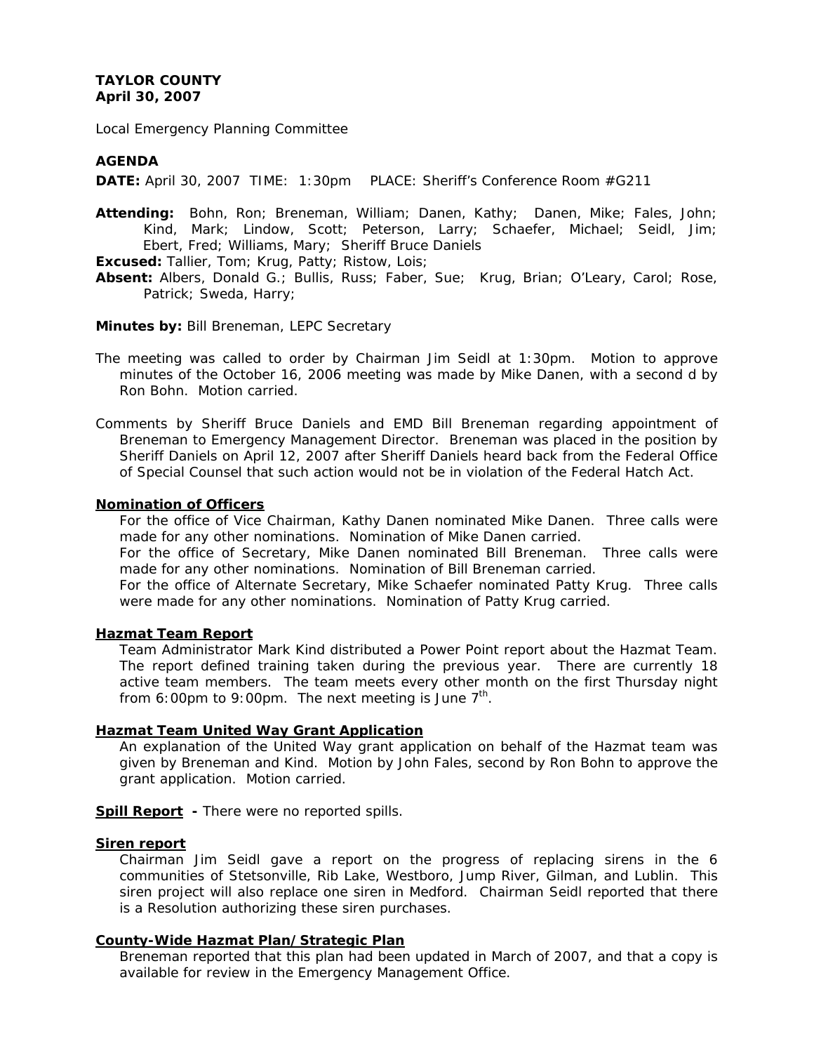**TAYLOR COUNTY**
**April 30, 2007**

Local Emergency Planning Committee

**AGENDA**

**DATE:** April 30, 2007 TIME: 1:30pm PLACE: Sheriff's Conference Room #G211

**Attending:** Bohn, Ron; Breneman, William; Danen, Kathy; Danen, Mike; Fales, John; Kind, Mark; Lindow, Scott; Peterson, Larry; Schaefer, Michael; Seidl, Jim; Ebert, Fred; Williams, Mary; Sheriff Bruce Daniels

**Excused:** Tallier, Tom; Krug, Patty; Ristow, Lois;

**Absent:** Albers, Donald G.; Bullis, Russ; Faber, Sue; Krug, Brian; O'Leary, Carol; Rose, Patrick; Sweda, Harry;

**Minutes by:** Bill Breneman, LEPC Secretary

The meeting was called to order by Chairman Jim Seidl at 1:30pm. Motion to approve minutes of the October 16, 2006 meeting was made by Mike Danen, with a second d by Ron Bohn. Motion carried.

Comments by Sheriff Bruce Daniels and EMD Bill Breneman regarding appointment of Breneman to Emergency Management Director. Breneman was placed in the position by Sheriff Daniels on April 12, 2007 after Sheriff Daniels heard back from the Federal Office of Special Counsel that such action would not be in violation of the Federal Hatch Act.

**Nomination of Officers**

For the office of Vice Chairman, Kathy Danen nominated Mike Danen. Three calls were made for any other nominations. Nomination of Mike Danen carried.

For the office of Secretary, Mike Danen nominated Bill Breneman. Three calls were made for any other nominations. Nomination of Bill Breneman carried.

For the office of Alternate Secretary, Mike Schaefer nominated Patty Krug. Three calls were made for any other nominations. Nomination of Patty Krug carried.

**Hazmat Team Report**

Team Administrator Mark Kind distributed a Power Point report about the Hazmat Team. The report defined training taken during the previous year. There are currently 18 active team members. The team meets every other month on the first Thursday night from 6:00pm to 9:00pm. The next meeting is June 7th.

**Hazmat Team United Way Grant Application**

An explanation of the United Way grant application on behalf of the Hazmat team was given by Breneman and Kind. Motion by John Fales, second by Ron Bohn to approve the grant application. Motion carried.

**Spill Report** - There were no reported spills.

**Siren report**

Chairman Jim Seidl gave a report on the progress of replacing sirens in the 6 communities of Stetsonville, Rib Lake, Westboro, Jump River, Gilman, and Lublin. This siren project will also replace one siren in Medford. Chairman Seidl reported that there is a Resolution authorizing these siren purchases.

**County-Wide Hazmat Plan/Strategic Plan**

Breneman reported that this plan had been updated in March of 2007, and that a copy is available for review in the Emergency Management Office.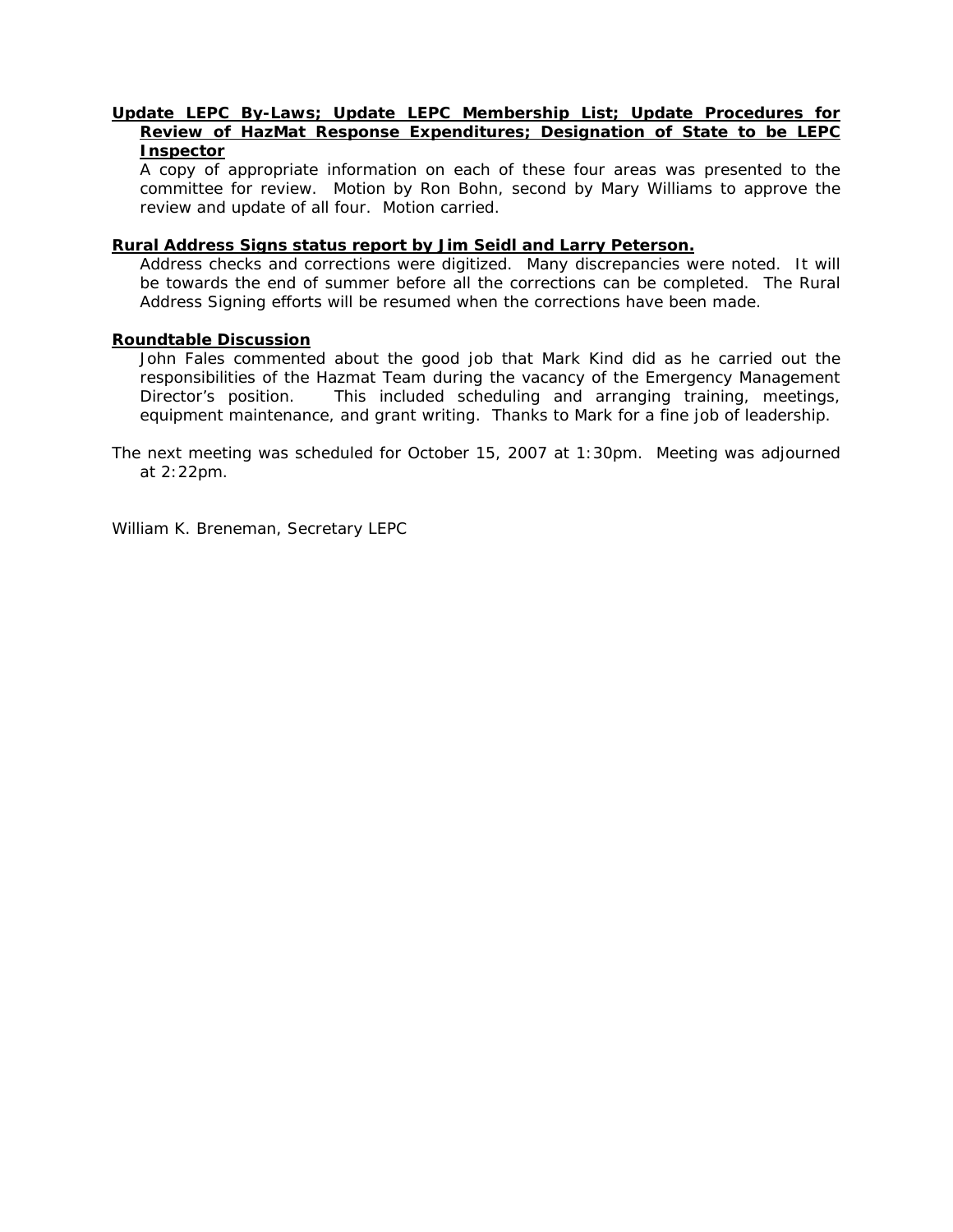**Update LEPC By-Laws; Update LEPC Membership List; Update Procedures for Review of HazMat Response Expenditures; Designation of State to be LEPC Inspector**

A copy of appropriate information on each of these four areas was presented to the committee for review. Motion by Ron Bohn, second by Mary Williams to approve the review and update of all four. Motion carried.

**Rural Address Signs status report by Jim Seidl and Larry Peterson.**

Address checks and corrections were digitized. Many discrepancies were noted. It will be towards the end of summer before all the corrections can be completed. The Rural Address Signing efforts will be resumed when the corrections have been made.

**Roundtable Discussion**

John Fales commented about the good job that Mark Kind did as he carried out the responsibilities of the Hazmat Team during the vacancy of the Emergency Management Director's position. This included scheduling and arranging training, meetings, equipment maintenance, and grant writing. Thanks to Mark for a fine job of leadership.

The next meeting was scheduled for October 15, 2007 at 1:30pm. Meeting was adjourned at 2:22pm.

William K. Breneman, Secretary LEPC